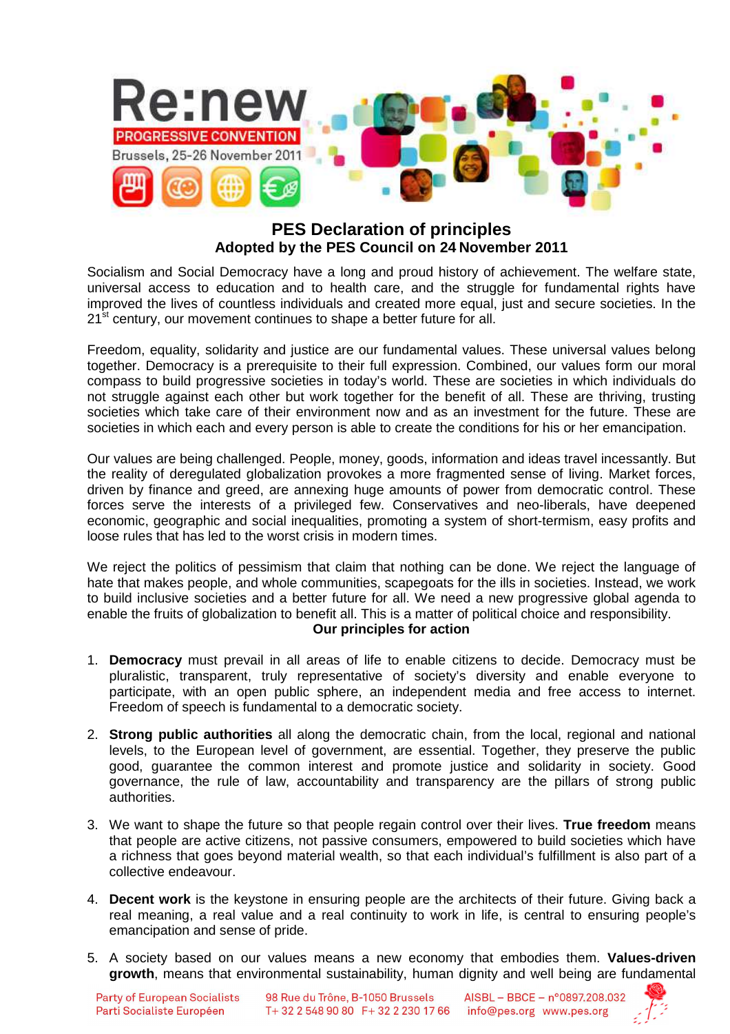Re:new

PROGRESSIVE CONVENTION

Brussels, 25-26 November 2011

# PES Declaration of principles

### Adopted by the PES Council on 24 November 2011

Socialism and Social Democracy have a long and proud history of achievement. The welfare state, universal access to education and to health care, and the struggle for fundamental rights have improved the lives of countless individuals and created more equal, just and secure societies. In the 21st century, our movement continues to shape a better future for all.

Freedom, equality, solidarity and justice are our fundamental values. These universal values belong together. Democracy is a prerequisite to their full expression. Combined, our values form our moral compass to build progressive societies in today's world. These are societies in which individuals do not struggle against each other but work together for the benefit of all. These are thriving, trusting societies which take care of their environment now and as an investment for the future. These are societies in which each and every person is able to create the conditions for his or her emancipation.

Our values are being challenged. People, money, goods, information and ideas travel incessantly. But the reality of deregulated globalization provokes a more fragmented sense of living. Market forces, driven by finance and greed, are annexing huge amounts of power from democratic control. These forces serve the interests of a privileged few. Conservatives and neo-liberals, have deepened economic, geographic and social inequalities, promoting a system of short-termism, easy profits and loose rules that has led to the worst crisis in modern times.

We reject the politics of pessimism that claim that nothing can be done. We reject the language of hate that makes people, and whole communities, scapegoats for the ills in societies. Instead, we work to build inclusive societies and a better future for all. We need a new progressive global agenda to enable the fruits of globalization to benefit all. This is a matter of political choice and responsibility.

**Our principles for action**

1. **Democracy** must prevail in all areas of life to enable citizens to decide. Democracy must be pluralistic, transparent, truly representative of society's diversity and enable everyone to participate, with an open public sphere, an independent media and free access to internet. Freedom of speech is fundamental to a democratic society.

2. **Strong public authorities** all along the democratic chain, from the local, regional and national levels, to the European level of government, are essential. Together, they preserve the public good, guarantee the common interest and promote justice and solidarity in society. Good governance, the rule of law, accountability and transparency are the pillars of strong public authorities.

3. We want to shape the future so that people regain control over their lives. **True freedom** means that people are active citizens, not passive consumers, empowered to build societies which have a richness that goes beyond material wealth, so that each individual's fulfillment is also part of a collective endeavour.

4. **Decent work** is the keystone in ensuring people are the architects of their future. Giving back a real meaning, a real value and a real continuity to work in life, is central to ensuring people's emancipation and sense of pride.

5. A society based on our values means a new economy that embodies them. **Values-driven growth**, means that environmental sustainability, human dignity and well being are fundamental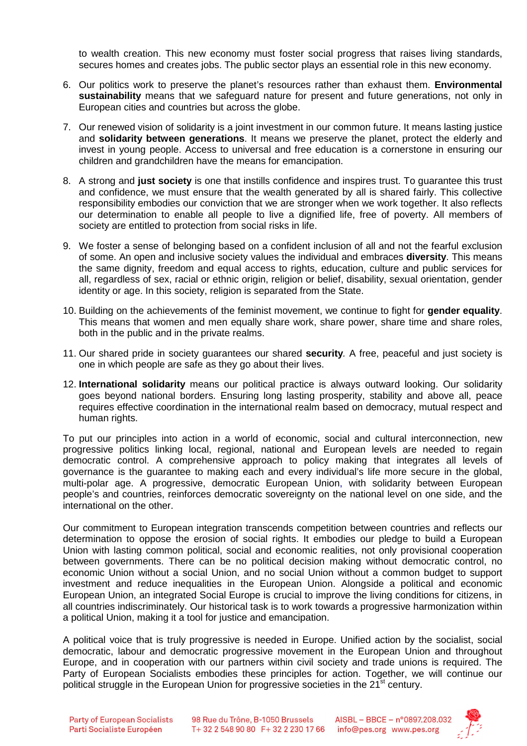to wealth creation. This new economy must foster social progress that raises living standards, secures homes and creates jobs. The public sector plays an essential role in this new economy.

6. Our politics work to preserve the planet's resources rather than exhaust them. **Environmental sustainability** means that we safeguard nature for present and future generations, not only in European cities and countries but across the globe.

7. Our renewed vision of solidarity is a joint investment in our common future. It means lasting justice and **solidarity between generations**. It means we preserve the planet, protect the elderly and invest in young people. Access to universal and free education is a cornerstone in ensuring our children and grandchildren have the means for emancipation.

8. A strong and **just society** is one that instills confidence and inspires trust. To guarantee this trust and confidence, we must ensure that the wealth generated by all is shared fairly. This collective responsibility embodies our conviction that we are stronger when we work together. It also reflects our determination to enable all people to live a dignified life, free of poverty. All members of society are entitled to protection from social risks in life.

9. We foster a sense of belonging based on a confident inclusion of all and not the fearful exclusion of some. An open and inclusive society values the individual and embraces **diversity**. This means the same dignity, freedom and equal access to rights, education, culture and public services for all, regardless of sex, racial or ethnic origin, religion or belief, disability, sexual orientation, gender identity or age. In this society, religion is separated from the State.

10. Building on the achievements of the feminist movement, we continue to fight for **gender equality**. This means that women and men equally share work, share power, share time and share roles, both in the public and in the private realms.

11. Our shared pride in society guarantees our shared **security**. A free, peaceful and just society is one in which people are safe as they go about their lives.

12. **International solidarity** means our political practice is always outward looking. Our solidarity goes beyond national borders. Ensuring long lasting prosperity, stability and above all, peace requires effective coordination in the international realm based on democracy, mutual respect and human rights.

To put our principles into action in a world of economic, social and cultural interconnection, new progressive politics linking local, regional, national and European levels are needed to regain democratic control. A comprehensive approach to policy making that integrates all levels of governance is the guarantee to making each and every individual's life more secure in the global, multi-polar age. A progressive, democratic European Union, with solidarity between European people's and countries, reinforces democratic sovereignty on the national level on one side, and the international on the other.

Our commitment to European integration transcends competition between countries and reflects our determination to oppose the erosion of social rights. It embodies our pledge to build a European Union with lasting common political, social and economic realities, not only provisional cooperation between governments. There can be no political decision making without democratic control, no economic Union without a social Union, and no social Union without a common budget to support investment and reduce inequalities in the European Union. Alongside a political and economic European Union, an integrated Social Europe is crucial to improve the living conditions for citizens, in all countries indiscriminately. Our historical task is to work towards a progressive harmonization within a political Union, making it a tool for justice and emancipation.

A political voice that is truly progressive is needed in Europe. Unified action by the socialist, social democratic, labour and democratic progressive movement in the European Union and throughout Europe, and in cooperation with our partners within civil society and trade unions is required. The Party of European Socialists embodies these principles for action. Together, we will continue our political struggle in the European Union for progressive societies in the 21st century.